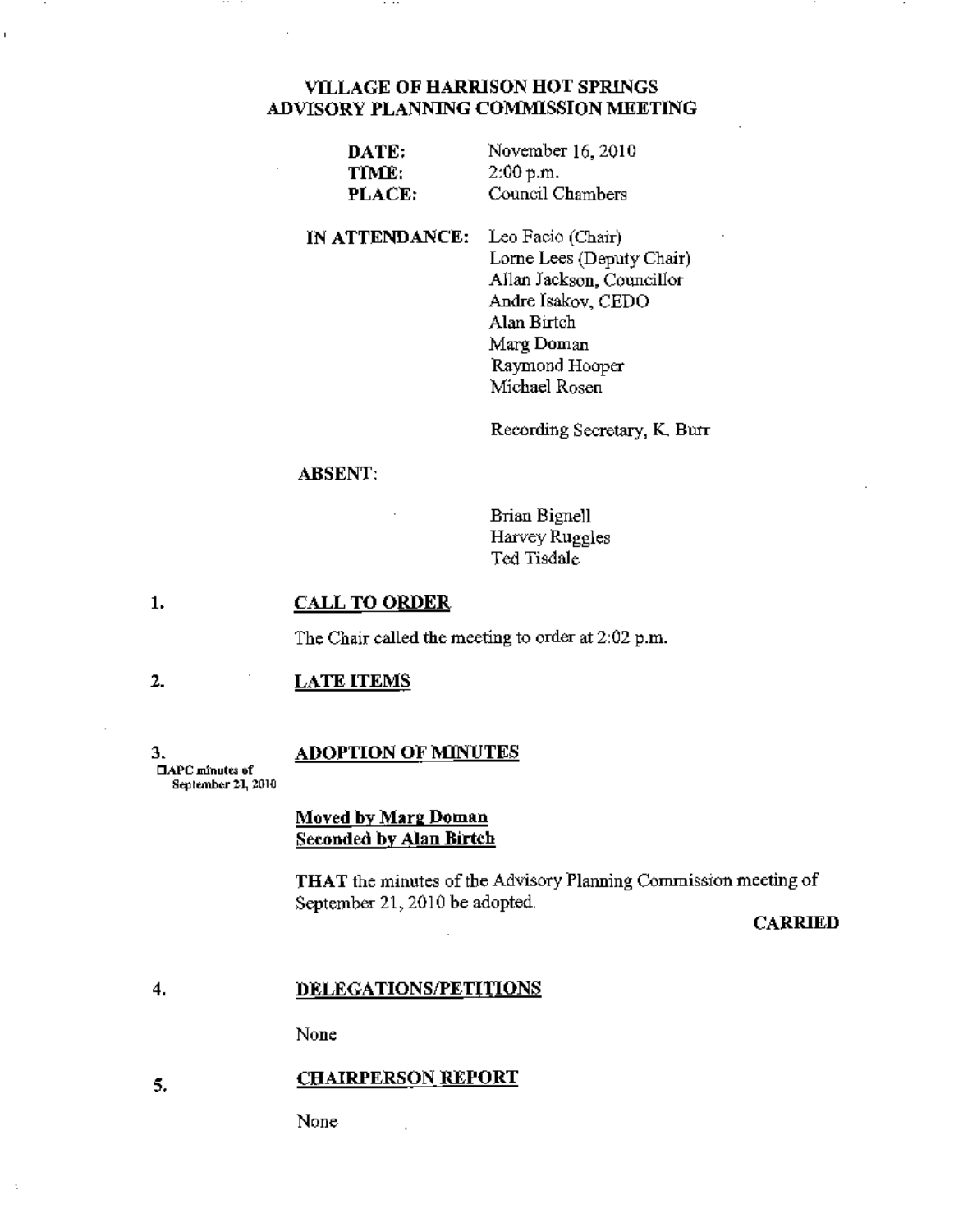# VILLAGE OF HARRISON HOT SPRINGS
## ADVISORY PLANNING COMMISSION MEETING

**DATE:** November 16, 2010
**TIME:** 2:00 p.m.
**PLACE:** Council Chambers

**IN ATTENDANCE:**
Leo Facio (Chair)
Lorne Lees (Deputy Chair)
Allan Jackson, Councillor
Andre Isakov, CEDO
Alan Birtch
Marg Doman
Raymond Hooper
Michael Rosen

Recording Secretary, K. Burr

**ABSENT:**

Brian Bignell
Harvey Ruggles
Ted Tisdale

### 1. CALL TO ORDER

The Chair called the meeting to order at 2:02 p.m.

### 2. LATE ITEMS

### 3. ADOPTION OF MINUTES

☐APC minutes of September 21, 2010

**Moved by Marg Doman**
**Seconded by Alan Birtch**

**THAT** the minutes of the Advisory Planning Commission meeting of September 21, 2010 be adopted.

**CARRIED**

### 4. DELEGATIONS/PETITIONS

None

### 5. CHAIRPERSON REPORT

None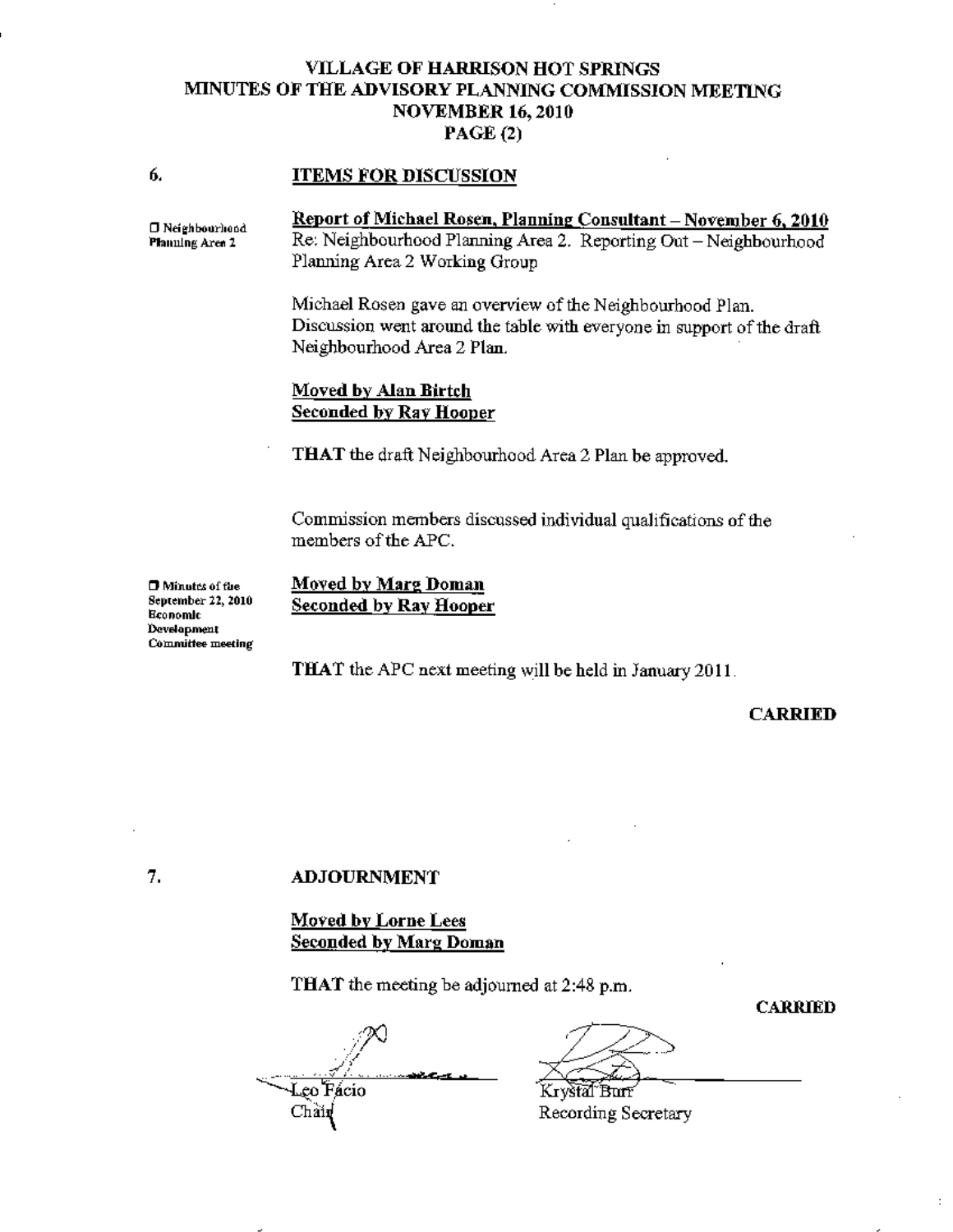# VILLAGE OF HARRISON HOT SPRINGS
## MINUTES OF THE ADVISORY PLANNING COMMISSION MEETING
## NOVEMBER 16, 2010
## PAGE (2)

**6. ITEMS FOR DISCUSSION**

☐ Neighbourhood Planning Area 2

**Report of Michael Rosen, Planning Consultant – November 6, 2010**
Re: Neighbourhood Planning Area 2. Reporting Out – Neighbourhood Planning Area 2 Working Group

Michael Rosen gave an overview of the Neighbourhood Plan. Discussion went around the table with everyone in support of the draft Neighbourhood Area 2 Plan.

**Moved by Alan Birtch**
**Seconded by Ray Hooper**

**THAT** the draft Neighbourhood Area 2 Plan be approved.

Commission members discussed individual qualifications of the members of the APC.

☐ Minutes of the September 22, 2010 Economic Development Committee meeting

**Moved by Marg Doman**
**Seconded by Ray Hooper**

**THAT** the APC next meeting will be held in January 2011.

**CARRIED**

**7. ADJOURNMENT**

**Moved by Lorne Lees**
**Seconded by Marg Doman**

**THAT** the meeting be adjourned at 2:48 p.m.

**CARRIED**

Leo Facio
Chair

Krystal Burr
Recording Secretary